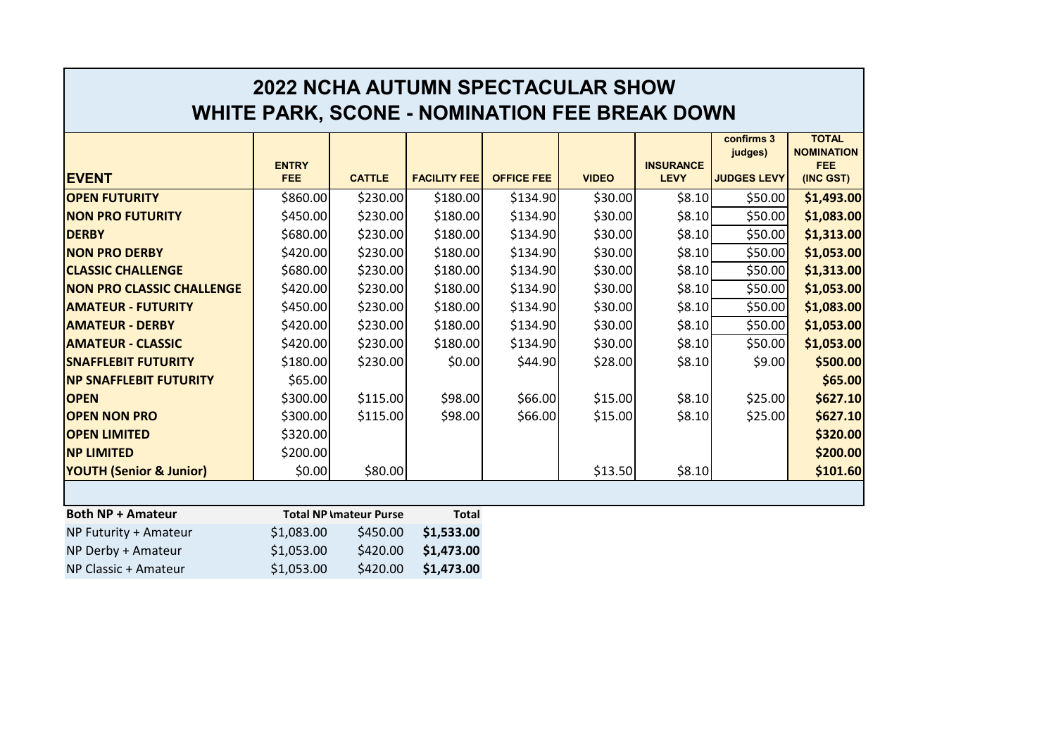# 2022 NCHA AUTUMN SPECTACULAR SHOW
## WHITE PARK, SCONE - NOMINATION FEE BREAK DOWN

| EVENT | ENTRY FEE | CATTLE | FACILITY FEE | OFFICE FEE | VIDEO | INSURANCE LEVY | confirms 3 judges) JUDGES LEVY | TOTAL NOMINATION FEE (INC GST) |
|---|---|---|---|---|---|---|---|---|
| **OPEN FUTURITY** | $860.00 | $230.00 | $180.00 | $134.90 | $30.00 | $8.10 | $50.00 | **$1,493.00** |
| **NON PRO FUTURITY** | $450.00 | $230.00 | $180.00 | $134.90 | $30.00 | $8.10 | $50.00 | **$1,083.00** |
| **DERBY** | $680.00 | $230.00 | $180.00 | $134.90 | $30.00 | $8.10 | $50.00 | **$1,313.00** |
| **NON PRO DERBY** | $420.00 | $230.00 | $180.00 | $134.90 | $30.00 | $8.10 | $50.00 | **$1,053.00** |
| **CLASSIC CHALLENGE** | $680.00 | $230.00 | $180.00 | $134.90 | $30.00 | $8.10 | $50.00 | **$1,313.00** |
| **NON PRO CLASSIC CHALLENGE** | $420.00 | $230.00 | $180.00 | $134.90 | $30.00 | $8.10 | $50.00 | **$1,053.00** |
| **AMATEUR - FUTURITY** | $450.00 | $230.00 | $180.00 | $134.90 | $30.00 | $8.10 | $50.00 | **$1,083.00** |
| **AMATEUR - DERBY** | $420.00 | $230.00 | $180.00 | $134.90 | $30.00 | $8.10 | $50.00 | **$1,053.00** |
| **AMATEUR - CLASSIC** | $420.00 | $230.00 | $180.00 | $134.90 | $30.00 | $8.10 | $50.00 | **$1,053.00** |
| **SNAFFLEBIT FUTURITY** | $180.00 | $230.00 | $0.00 | $44.90 | $28.00 | $8.10 | $9.00 | **$500.00** |
| **NP SNAFFLEBIT FUTURITY** | $65.00 | | | | | | | **$65.00** |
| **OPEN** | $300.00 | $115.00 | $98.00 | $66.00 | $15.00 | $8.10 | $25.00 | **$627.10** |
| **OPEN NON PRO** | $300.00 | $115.00 | $98.00 | $66.00 | $15.00 | $8.10 | $25.00 | **$627.10** |
| **OPEN LIMITED** | $320.00 | | | | | | | **$320.00** |
| **NP LIMITED** | $200.00 | | | | | | | **$200.00** |
| **YOUTH (Senior & Junior)** | $0.00 | $80.00 | | | $13.50 | $8.10 | | **$101.60** |

| Both NP + Amateur | Total NP | Amateur Purse | Total |
|---|---|---|---|
| NP Futurity + Amateur | $1,083.00 | $450.00 | **$1,533.00** |
| NP Derby + Amateur | $1,053.00 | $420.00 | **$1,473.00** |
| NP Classic + Amateur | $1,053.00 | $420.00 | **$1,473.00** |